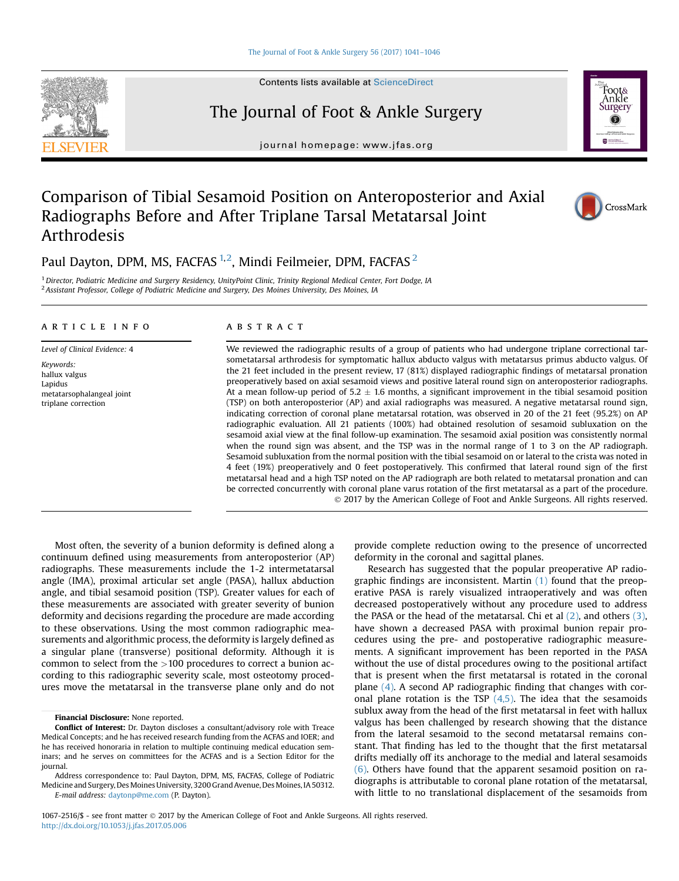# Comparison of Tibial Sesamoid Position on Anteroposterior and Axial Radiographs Before and After Triplane Tarsal Metatarsal Joint Arthrodesis

Paul Dayton, DPM, MS, FACFAS [1,2], Mindi Feilmeier, DPM, FACFAS [2]

[1] *Director, Podiatric Medicine and Surgery Residency, UnityPoint Clinic, Trinity Regional Medical Center, Fort Dodge, IA*
[2] *Assistant Professor, College of Podiatric Medicine and Surgery, Des Moines University, Des Moines, IA*

## ARTICLE INFO

*Level of Clinical Evidence:* 4

*Keywords:*
hallux valgus
Lapidus
metatarsophalangeal joint
triplane correction

## ABSTRACT

We reviewed the radiographic results of a group of patients who had undergone triplane correctional tarsometatarsal arthrodesis for symptomatic hallux abducto valgus with metatarsus primus abducto valgus. Of the 21 feet included in the present review, 17 (81%) displayed radiographic findings of metatarsal pronation preoperatively based on axial sesamoid views and positive lateral round sign on anteroposterior radiographs. At a mean follow-up period of 5.2 ± 1.6 months, a significant improvement in the tibial sesamoid position (TSP) on both anteroposterior (AP) and axial radiographs was measured. A negative metatarsal round sign, indicating correction of coronal plane metatarsal rotation, was observed in 20 of the 21 feet (95.2%) on AP radiographic evaluation. All 21 patients (100%) had obtained resolution of sesamoid subluxation on the sesamoid axial view at the final follow-up examination. The sesamoid axial position was consistently normal when the round sign was absent, and the TSP was in the normal range of 1 to 3 on the AP radiograph. Sesamoid subluxation from the normal position with the tibial sesamoid on or lateral to the crista was noted in 4 feet (19%) preoperatively and 0 feet postoperatively. This confirmed that lateral round sign of the first metatarsal head and a high TSP noted on the AP radiograph are both related to metatarsal pronation and can be corrected concurrently with coronal plane varus rotation of the first metatarsal as a part of the procedure.

© 2017 by the American College of Foot and Ankle Surgeons. All rights reserved.

Most often, the severity of a bunion deformity is defined along a continuum defined using measurements from anteroposterior (AP) radiographs. These measurements include the 1-2 intermetatarsal angle (IMA), proximal articular set angle (PASA), hallux abduction angle, and tibial sesamoid position (TSP). Greater values for each of these measurements are associated with greater severity of bunion deformity and decisions regarding the procedure are made according to these observations. Using the most common radiographic measurements and algorithmic process, the deformity is largely defined as a singular plane (transverse) positional deformity. Although it is common to select from the >100 procedures to correct a bunion according to this radiographic severity scale, most osteotomy procedures move the metatarsal in the transverse plane only and do not provide complete reduction owing to the presence of uncorrected deformity in the coronal and sagittal planes.

Research has suggested that the popular preoperative AP radiographic findings are inconsistent. Martin (1) found that the preoperative PASA is rarely visualized intraoperatively and was often decreased postoperatively without any procedure used to address the PASA or the head of the metatarsal. Chi et al (2), and others (3), have shown a decreased PASA with proximal bunion repair procedures using the pre- and postoperative radiographic measurements. A significant improvement has been reported in the PASA without the use of distal procedures owing to the positional artifact that is present when the first metatarsal is rotated in the coronal plane (4). A second AP radiographic finding that changes with coronal plane rotation is the TSP (4,5). The idea that the sesamoids sublux away from the head of the first metatarsal in feet with hallux valgus has been challenged by research showing that the distance from the lateral sesamoid to the second metatarsal remains constant. That finding has led to the thought that the first metatarsal drifts medially off its anchorage to the medial and lateral sesamoids (6). Others have found that the apparent sesamoid position on radiographs is attributable to coronal plane rotation of the metatarsal, with little to no translational displacement of the sesamoids from

**Financial Disclosure:** None reported.

**Conflict of Interest:** Dr. Dayton discloses a consultant/advisory role with Treace Medical Concepts; and he has received research funding from the ACFAS and IOER; and he has received honoraria in relation to multiple continuing medical education seminars; and he serves on committees for the ACFAS and is a Section Editor for the journal.

Address correspondence to: Paul Dayton, DPM, MS, FACFAS, College of Podiatric Medicine and Surgery, Des Moines University, 3200 Grand Avenue, Des Moines, IA 50312.

*E-mail address:* daytonp@me.com (P. Dayton).

1067-2516/$ - see front matter © 2017 by the American College of Foot and Ankle Surgeons. All rights reserved.
http://dx.doi.org/10.1053/j.jfas.2017.05.006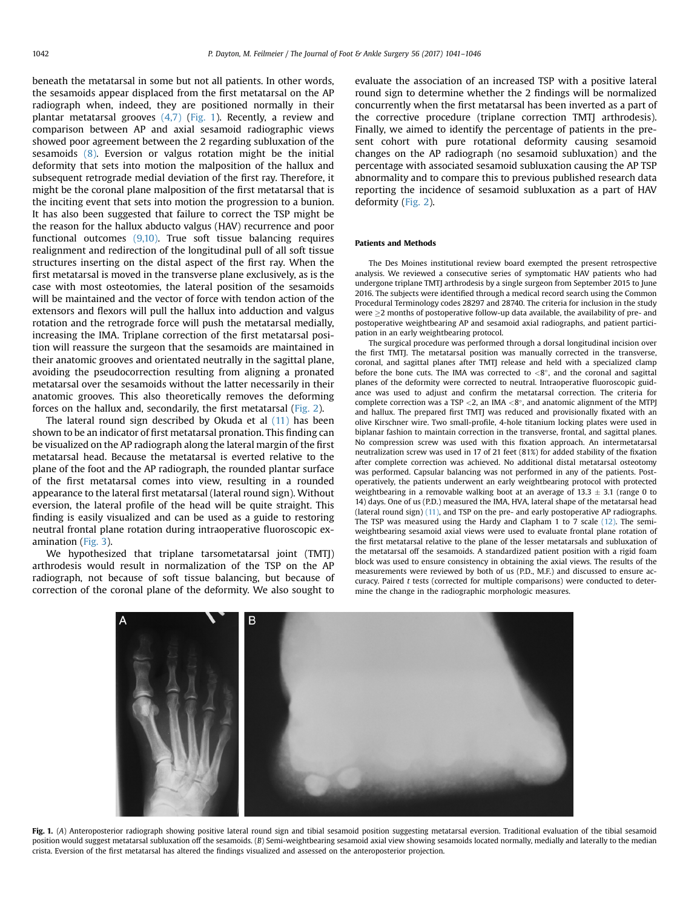beneath the metatarsal in some but not all patients. In other words, the sesamoids appear displaced from the first metatarsal on the AP radiograph when, indeed, they are positioned normally in their plantar metatarsal grooves (4,7) (Fig. 1). Recently, a review and comparison between AP and axial sesamoid radiographic views showed poor agreement between the 2 regarding subluxation of the sesamoids (8). Eversion or valgus rotation might be the initial deformity that sets into motion the malposition of the hallux and subsequent retrograde medial deviation of the first ray. Therefore, it might be the coronal plane malposition of the first metatarsal that is the inciting event that sets into motion the progression to a bunion. It has also been suggested that failure to correct the TSP might be the reason for the hallux abducto valgus (HAV) recurrence and poor functional outcomes (9,10). True soft tissue balancing requires realignment and redirection of the longitudinal pull of all soft tissue structures inserting on the distal aspect of the first ray. When the first metatarsal is moved in the transverse plane exclusively, as is the case with most osteotomies, the lateral position of the sesamoids will be maintained and the vector of force with tendon action of the extensors and flexors will pull the hallux into adduction and valgus rotation and the retrograde force will push the metatarsal medially, increasing the IMA. Triplane correction of the first metatarsal position will reassure the surgeon that the sesamoids are maintained in their anatomic grooves and orientated neutrally in the sagittal plane, avoiding the pseudocorrection resulting from aligning a pronated metatarsal over the sesamoids without the latter necessarily in their anatomic grooves. This also theoretically removes the deforming forces on the hallux and, secondarily, the first metatarsal (Fig. 2).

The lateral round sign described by Okuda et al (11) has been shown to be an indicator of first metatarsal pronation. This finding can be visualized on the AP radiograph along the lateral margin of the first metatarsal head. Because the metatarsal is everted relative to the plane of the foot and the AP radiograph, the rounded plantar surface of the first metatarsal comes into view, resulting in a rounded appearance to the lateral first metatarsal (lateral round sign). Without eversion, the lateral profile of the head will be quite straight. This finding is easily visualized and can be used as a guide to restoring neutral frontal plane rotation during intraoperative fluoroscopic examination (Fig. 3).

We hypothesized that triplane tarsometatarsal joint (TMTJ) arthrodesis would result in normalization of the TSP on the AP radiograph, not because of soft tissue balancing, but because of correction of the coronal plane of the deformity. We also sought to evaluate the association of an increased TSP with a positive lateral round sign to determine whether the 2 findings will be normalized concurrently when the first metatarsal has been inverted as a part of the corrective procedure (triplane correction TMTJ arthrodesis). Finally, we aimed to identify the percentage of patients in the present cohort with pure rotational deformity causing sesamoid changes on the AP radiograph (no sesamoid subluxation) and the percentage with associated sesamoid subluxation causing the AP TSP abnormality and to compare this to previous published research data reporting the incidence of sesamoid subluxation as a part of HAV deformity (Fig. 2).

## Patients and Methods

The Des Moines institutional review board exempted the present retrospective analysis. We reviewed a consecutive series of symptomatic HAV patients who had undergone triplane TMTJ arthrodesis by a single surgeon from September 2015 to June 2016. The subjects were identified through a medical record search using the Common Procedural Terminology codes 28297 and 28740. The criteria for inclusion in the study were ≥2 months of postoperative follow-up data available, the availability of pre- and postoperative weightbearing AP and sesamoid axial radiographs, and patient participation in an early weightbearing protocol.

The surgical procedure was performed through a dorsal longitudinal incision over the first TMTJ. The metatarsal position was manually corrected in the transverse, coronal, and sagittal planes after TMTJ release and held with a specialized clamp before the bone cuts. The IMA was corrected to <8°, and the coronal and sagittal planes of the deformity were corrected to neutral. Intraoperative fluoroscopic guidance was used to adjust and confirm the metatarsal correction. The criteria for complete correction was a TSP <2, an IMA <8°, and anatomic alignment of the MTPJ and hallux. The prepared first TMTJ was reduced and provisionally fixated with an olive Kirschner wire. Two small-profile, 4-hole titanium locking plates were used in biplanar fashion to maintain correction in the transverse, frontal, and sagittal planes. No compression screw was used with this fixation approach. An intermetatarsal neutralization screw was used in 17 of 21 feet (81%) for added stability of the fixation after complete correction was achieved. No additional distal metatarsal osteotomy was performed. Capsular balancing was not performed in any of the patients. Postoperatively, the patients underwent an early weightbearing protocol with protected weightbearing in a removable walking boot at an average of 13.3 ± 3.1 (range 0 to 14) days. One of us (P.D.) measured the IMA, HVA, lateral shape of the metatarsal head (lateral round sign) (11), and TSP on the pre- and early postoperative AP radiographs. The TSP was measured using the Hardy and Clapham 1 to 7 scale (12). The semi-weightbearing sesamoid axial views were used to evaluate frontal plane rotation of the first metatarsal relative to the plane of the lesser metatarsals and subluxation of the metatarsal off the sesamoids. A standardized patient position with a rigid foam block was used to ensure consistency in obtaining the axial views. The results of the measurements were reviewed by both of us (P.D., M.F.) and discussed to ensure accuracy. Paired *t* tests (corrected for multiple comparisons) were conducted to determine the change in the radiographic morphologic measures.

**Fig. 1.** (*A*) Anteroposterior radiograph showing positive lateral round sign and tibial sesamoid position suggesting metatarsal eversion. Traditional evaluation of the tibial sesamoid position would suggest metatarsal subluxation off the sesamoids. (*B*) Semi-weightbearing sesamoid axial view showing sesamoids located normally, medially and laterally to the median crista. Eversion of the first metatarsal has altered the findings visualized and assessed on the anteroposterior projection.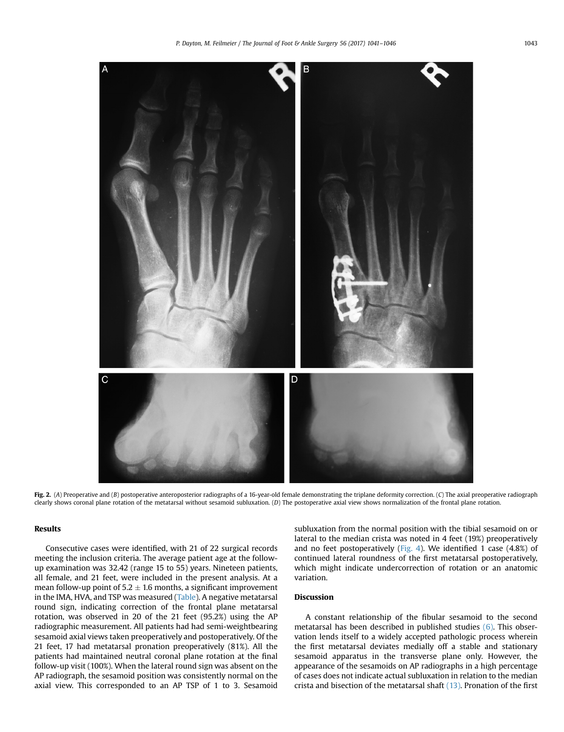**Fig. 2.** (*A*) Preoperative and (*B*) postoperative anteroposterior radiographs of a 16-year-old female demonstrating the triplane deformity correction. (*C*) The axial preoperative radiograph clearly shows coronal plane rotation of the metatarsal without sesamoid subluxation. (*D*) The postoperative axial view shows normalization of the frontal plane rotation.

## Results

Consecutive cases were identified, with 21 of 22 surgical records meeting the inclusion criteria. The average patient age at the follow-up examination was 32.42 (range 15 to 55) years. Nineteen patients, all female, and 21 feet, were included in the present analysis. At a mean follow-up point of $5.2 \pm 1.6$ months, a significant improvement in the IMA, HVA, and TSP was measured (Table). A negative metatarsal round sign, indicating correction of the frontal plane metatarsal rotation, was observed in 20 of the 21 feet (95.2%) using the AP radiographic measurement. All patients had had semi-weightbearing sesamoid axial views taken preoperatively and postoperatively. Of the 21 feet, 17 had metatarsal pronation preoperatively (81%). All the patients had maintained neutral coronal plane rotation at the final follow-up visit (100%). When the lateral round sign was absent on the AP radiograph, the sesamoid position was consistently normal on the axial view. This corresponded to an AP TSP of 1 to 3. Sesamoid subluxation from the normal position with the tibial sesamoid on or lateral to the median crista was noted in 4 feet (19%) preoperatively and no feet postoperatively (Fig. 4). We identified 1 case (4.8%) of continued lateral roundness of the first metatarsal postoperatively, which might indicate undercorrection of rotation or an anatomic variation.

## Discussion

A constant relationship of the fibular sesamoid to the second metatarsal has been described in published studies (6). This observation lends itself to a widely accepted pathologic process wherein the first metatarsal deviates medially off a stable and stationary sesamoid apparatus in the transverse plane only. However, the appearance of the sesamoids on AP radiographs in a high percentage of cases does not indicate actual subluxation in relation to the median crista and bisection of the metatarsal shaft (13). Pronation of the first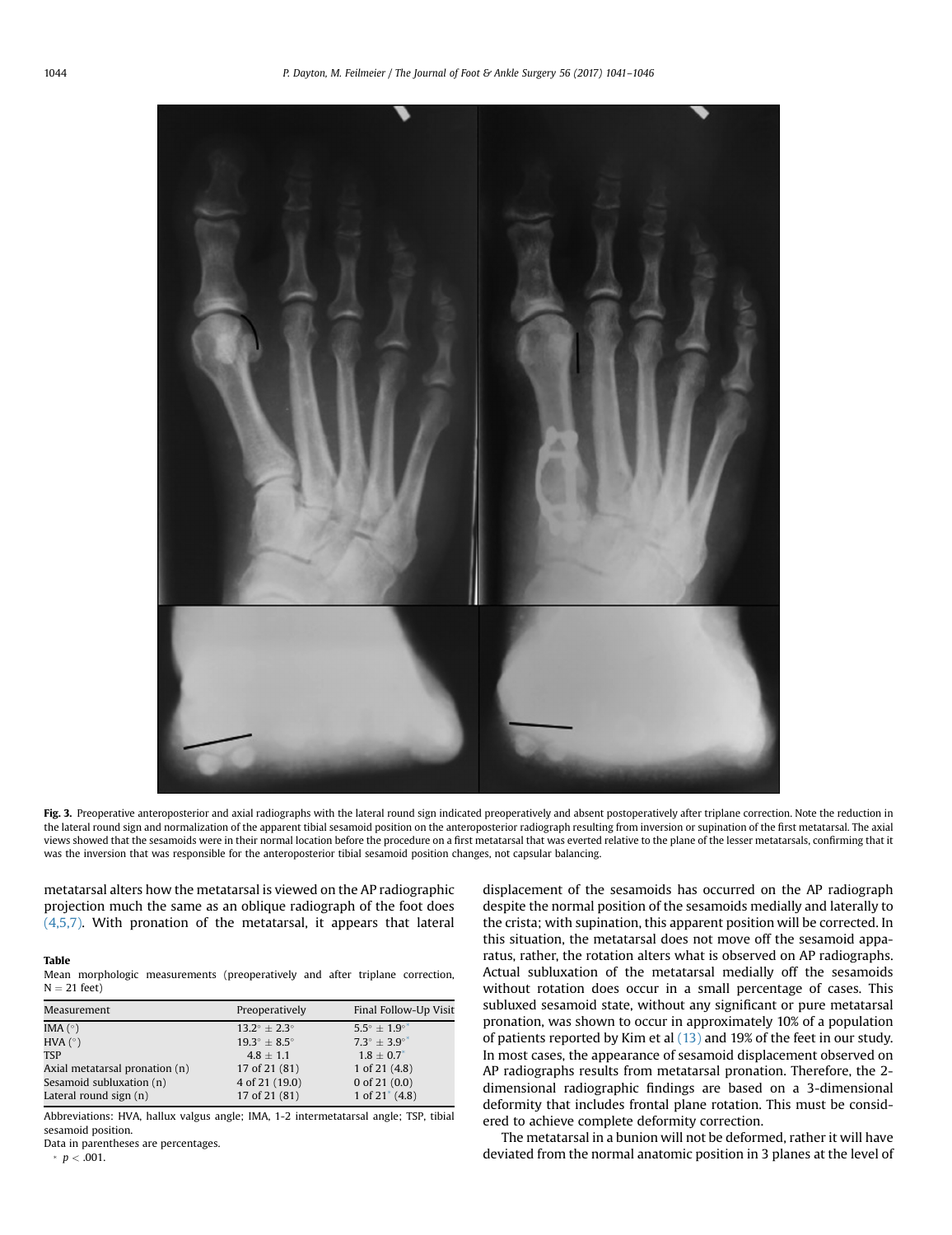Fig. 3. Preoperative anteroposterior and axial radiographs with the lateral round sign indicated preoperatively and absent postoperatively after triplane correction. Note the reduction in the lateral round sign and normalization of the apparent tibial sesamoid position on the anteroposterior radiograph resulting from inversion or supination of the first metatarsal. The axial views showed that the sesamoids were in their normal location before the procedure on a first metatarsal that was everted relative to the plane of the lesser metatarsals, confirming that it was the inversion that was responsible for the anteroposterior tibial sesamoid position changes, not capsular balancing.

metatarsal alters how the metatarsal is viewed on the AP radiographic projection much the same as an oblique radiograph of the foot does (4,5,7). With pronation of the metatarsal, it appears that lateral displacement of the sesamoids has occurred on the AP radiograph despite the normal position of the sesamoids medially and laterally to the crista; with supination, this apparent position will be corrected. In this situation, the metatarsal does not move off the sesamoid apparatus, rather, the rotation alters what is observed on AP radiographs. Actual subluxation of the metatarsal medially off the sesamoids without rotation does occur in a small percentage of cases. This subluxed sesamoid state, without any significant or pure metatarsal pronation, was shown to occur in approximately 10% of a population of patients reported by Kim et al (13) and 19% of the feet in our study. In most cases, the appearance of sesamoid displacement observed on AP radiographs results from metatarsal pronation. Therefore, the 2-dimensional radiographic findings are based on a 3-dimensional deformity that includes frontal plane rotation. This must be considered to achieve complete deformity correction.

The metatarsal in a bunion will not be deformed, rather it will have deviated from the normal anatomic position in 3 planes at the level of

**Table**
Mean morphologic measurements (preoperatively and after triplane correction, $N = 21$ feet)

| Measurement | Preoperatively | Final Follow-Up Visit |
|---|---|---|
| IMA (°) | 13.2° ± 2.3° | 5.5° ± 1.9°* |
| HVA (°) | 19.3° ± 8.5° | 7.3° ± 3.9°* |
| TSP | 4.8 ± 1.1 | 1.8 ± 0.7* |
| Axial metatarsal pronation (n) | 17 of 21 (81) | 1 of 21 (4.8) |
| Sesamoid subluxation (n) | 4 of 21 (19.0) | 0 of 21 (0.0) |
| Lateral round sign (n) | 17 of 21 (81) | 1 of 21* (4.8) |

Abbreviations: HVA, hallux valgus angle; IMA, 1-2 intermetatarsal angle; TSP, tibial sesamoid position.
Data in parentheses are percentages.
* $p < .001$.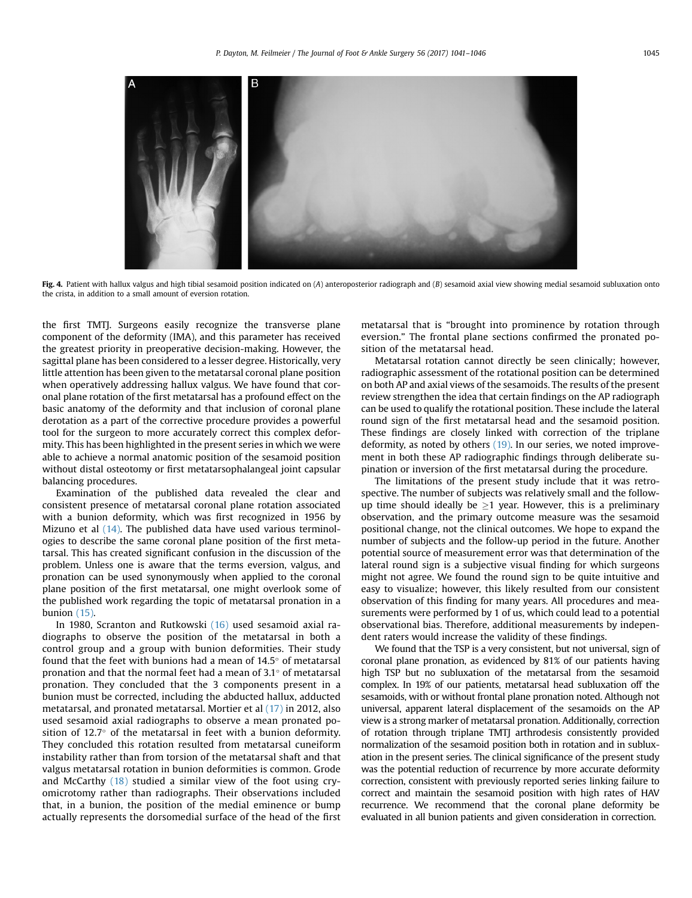Fig. 4. Patient with hallux valgus and high tibial sesamoid position indicated on (*A*) anteroposterior radiograph and (*B*) sesamoid axial view showing medial sesamoid subluxation onto the crista, in addition to a small amount of eversion rotation.

the first TMTJ. Surgeons easily recognize the transverse plane component of the deformity (IMA), and this parameter has received the greatest priority in preoperative decision-making. However, the sagittal plane has been considered to a lesser degree. Historically, very little attention has been given to the metatarsal coronal plane position when operatively addressing hallux valgus. We have found that coronal plane rotation of the first metatarsal has a profound effect on the basic anatomy of the deformity and that inclusion of coronal plane derotation as a part of the corrective procedure provides a powerful tool for the surgeon to more accurately correct this complex deformity. This has been highlighted in the present series in which we were able to achieve a normal anatomic position of the sesamoid position without distal osteotomy or first metatarsophalangeal joint capsular balancing procedures.

Examination of the published data revealed the clear and consistent presence of metatarsal coronal plane rotation associated with a bunion deformity, which was first recognized in 1956 by Mizuno et al (14). The published data have used various terminologies to describe the same coronal plane position of the first metatarsal. This has created significant confusion in the discussion of the problem. Unless one is aware that the terms eversion, valgus, and pronation can be used synonymously when applied to the coronal plane position of the first metatarsal, one might overlook some of the published work regarding the topic of metatarsal pronation in a bunion (15).

In 1980, Scranton and Rutkowski (16) used sesamoid axial radiographs to observe the position of the metatarsal in both a control group and a group with bunion deformities. Their study found that the feet with bunions had a mean of 14.5° of metatarsal pronation and that the normal feet had a mean of 3.1° of metatarsal pronation. They concluded that the 3 components present in a bunion must be corrected, including the abducted hallux, adducted metatarsal, and pronated metatarsal. Mortier et al (17) in 2012, also used sesamoid axial radiographs to observe a mean pronated position of 12.7° of the metatarsal in feet with a bunion deformity. They concluded this rotation resulted from metatarsal cuneiform instability rather than from torsion of the metatarsal shaft and that valgus metatarsal rotation in bunion deformities is common. Grode and McCarthy (18) studied a similar view of the foot using cryomicrotomy rather than radiographs. Their observations included that, in a bunion, the position of the medial eminence or bump actually represents the dorsomedial surface of the head of the first metatarsal that is "brought into prominence by rotation through eversion." The frontal plane sections confirmed the pronated position of the metatarsal head.

Metatarsal rotation cannot directly be seen clinically; however, radiographic assessment of the rotational position can be determined on both AP and axial views of the sesamoids. The results of the present review strengthen the idea that certain findings on the AP radiograph can be used to qualify the rotational position. These include the lateral round sign of the first metatarsal head and the sesamoid position. These findings are closely linked with correction of the triplane deformity, as noted by others (19). In our series, we noted improvement in both these AP radiographic findings through deliberate supination or inversion of the first metatarsal during the procedure.

The limitations of the present study include that it was retrospective. The number of subjects was relatively small and the follow-up time should ideally be ≥1 year. However, this is a preliminary observation, and the primary outcome measure was the sesamoid positional change, not the clinical outcomes. We hope to expand the number of subjects and the follow-up period in the future. Another potential source of measurement error was that determination of the lateral round sign is a subjective visual finding for which surgeons might not agree. We found the round sign to be quite intuitive and easy to visualize; however, this likely resulted from our consistent observation of this finding for many years. All procedures and measurements were performed by 1 of us, which could lead to a potential observational bias. Therefore, additional measurements by independent raters would increase the validity of these findings.

We found that the TSP is a very consistent, but not universal, sign of coronal plane pronation, as evidenced by 81% of our patients having high TSP but no subluxation of the metatarsal from the sesamoid complex. In 19% of our patients, metatarsal head subluxation off the sesamoids, with or without frontal plane pronation noted. Although not universal, apparent lateral displacement of the sesamoids on the AP view is a strong marker of metatarsal pronation. Additionally, correction of rotation through triplane TMTJ arthrodesis consistently provided normalization of the sesamoid position both in rotation and in subluxation in the present series. The clinical significance of the present study was the potential reduction of recurrence by more accurate deformity correction, consistent with previously reported series linking failure to correct and maintain the sesamoid position with high rates of HAV recurrence. We recommend that the coronal plane deformity be evaluated in all bunion patients and given consideration in correction.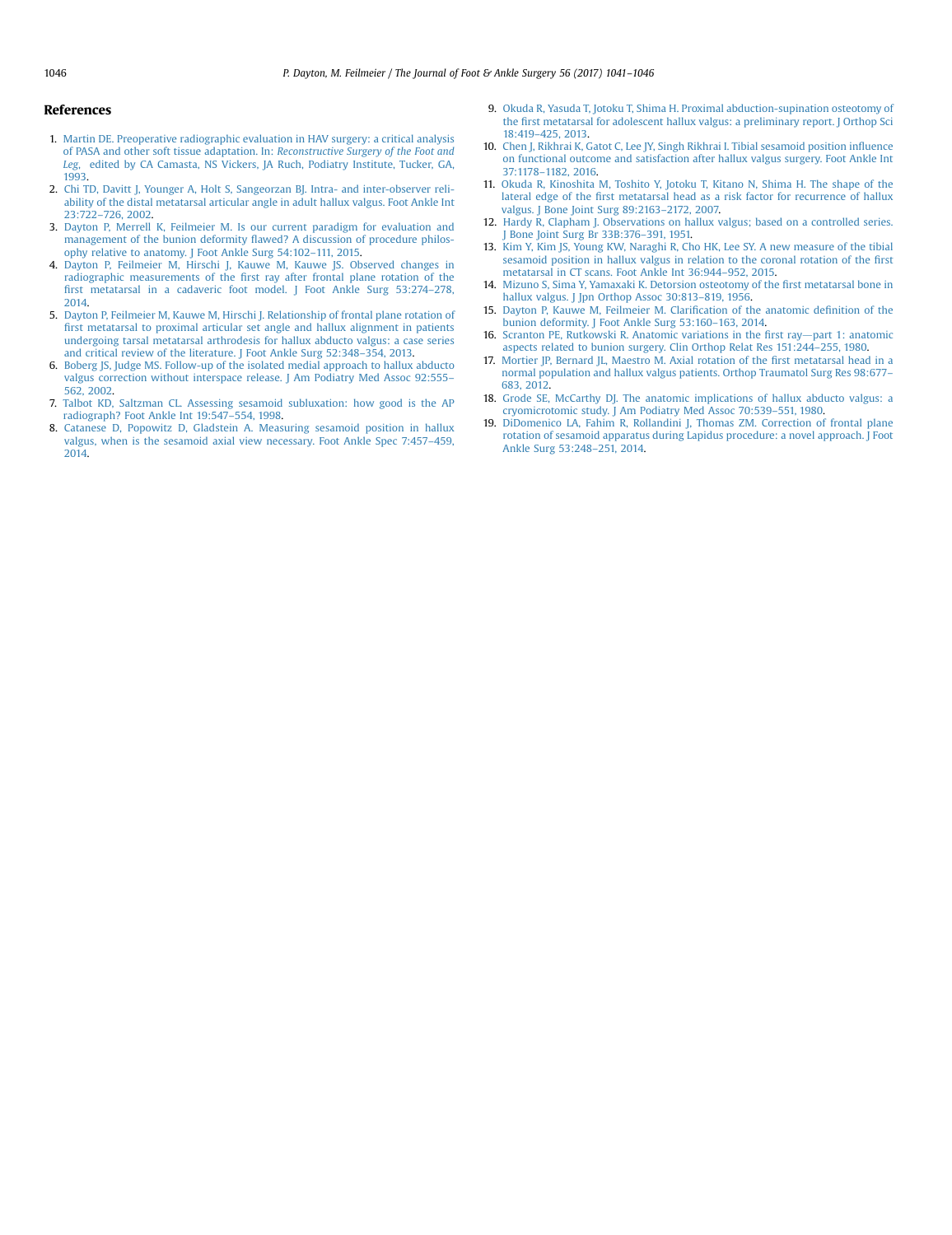## References

1. Martin DE. Preoperative radiographic evaluation in HAV surgery: a critical analysis of PASA and other soft tissue adaptation. In: *Reconstructive Surgery of the Foot and Leg*, edited by CA Camasta, NS Vickers, JA Ruch, Podiatry Institute, Tucker, GA, 1993.
2. Chi TD, Davitt J, Younger A, Holt S, Sangeorzan BJ. Intra- and inter-observer reliability of the distal metatarsal articular angle in adult hallux valgus. Foot Ankle Int 23:722–726, 2002.
3. Dayton P, Merrell K, Feilmeier M. Is our current paradigm for evaluation and management of the bunion deformity flawed? A discussion of procedure philosophy relative to anatomy. J Foot Ankle Surg 54:102–111, 2015.
4. Dayton P, Feilmeier M, Hirschi J, Kauwe M, Kauwe JS. Observed changes in radiographic measurements of the first ray after frontal plane rotation of the first metatarsal in a cadaveric foot model. J Foot Ankle Surg 53:274–278, 2014.
5. Dayton P, Feilmeier M, Kauwe M, Hirschi J. Relationship of frontal plane rotation of first metatarsal to proximal articular set angle and hallux alignment in patients undergoing tarsal metatarsal arthrodesis for hallux abducto valgus: a case series and critical review of the literature. J Foot Ankle Surg 52:348–354, 2013.
6. Boberg JS, Judge MS. Follow-up of the isolated medial approach to hallux abducto valgus correction without interspace release. J Am Podiatry Med Assoc 92:555–562, 2002.
7. Talbot KD, Saltzman CL. Assessing sesamoid subluxation: how good is the AP radiograph? Foot Ankle Int 19:547–554, 1998.
8. Catanese D, Popowitz D, Gladstein A. Measuring sesamoid position in hallux valgus, when is the sesamoid axial view necessary. Foot Ankle Spec 7:457–459, 2014.
9. Okuda R, Yasuda T, Jotoku T, Shima H. Proximal abduction-supination osteotomy of the first metatarsal for adolescent hallux valgus: a preliminary report. J Orthop Sci 18:419–425, 2013.
10. Chen J, Rikhrai K, Gatot C, Lee JY, Singh Rikhrai I. Tibial sesamoid position influence on functional outcome and satisfaction after hallux valgus surgery. Foot Ankle Int 37:1178–1182, 2016.
11. Okuda R, Kinoshita M, Toshito Y, Jotoku T, Kitano N, Shima H. The shape of the lateral edge of the first metatarsal head as a risk factor for recurrence of hallux valgus. J Bone Joint Surg 89:2163–2172, 2007.
12. Hardy R, Clapham J. Observations on hallux valgus; based on a controlled series. J Bone Joint Surg Br 33B:376–391, 1951.
13. Kim Y, Kim JS, Young KW, Naraghi R, Cho HK, Lee SY. A new measure of the tibial sesamoid position in hallux valgus in relation to the coronal rotation of the first metatarsal in CT scans. Foot Ankle Int 36:944–952, 2015.
14. Mizuno S, Sima Y, Yamaxaki K. Detorsion osteotomy of the first metatarsal bone in hallux valgus. J Jpn Orthop Assoc 30:813–819, 1956.
15. Dayton P, Kauwe M, Feilmeier M. Clarification of the anatomic definition of the bunion deformity. J Foot Ankle Surg 53:160–163, 2014.
16. Scranton PE, Rutkowski R. Anatomic variations in the first ray—part 1: anatomic aspects related to bunion surgery. Clin Orthop Relat Res 151:244–255, 1980.
17. Mortier JP, Bernard JL, Maestro M. Axial rotation of the first metatarsal head in a normal population and hallux valgus patients. Orthop Traumatol Surg Res 98:677–683, 2012.
18. Grode SE, McCarthy DJ. The anatomic implications of hallux abducto valgus: a cryomicrotomic study. J Am Podiatry Med Assoc 70:539–551, 1980.
19. DiDomenico LA, Fahim R, Rollandini J, Thomas ZM. Correction of frontal plane rotation of sesamoid apparatus during Lapidus procedure: a novel approach. J Foot Ankle Surg 53:248–251, 2014.